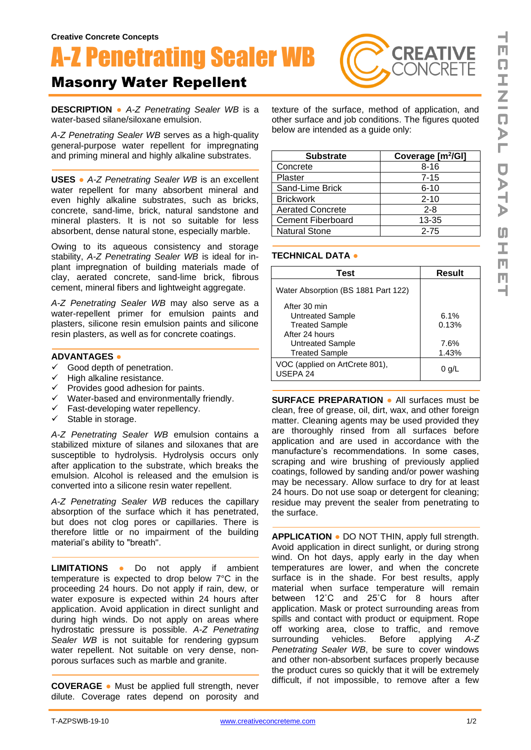Creative Concrete Concepts

# A-Z Penetrating Sealer WB

## Masonry Water Repellent

**DESCRIPTION** ● *A-Z Penetrating Sealer WB* is a water-based silane/siloxane emulsion.

*A-Z Penetrating Sealer WB* serves as a high-quality general-purpose water repellent for impregnating and priming mineral and highly alkaline substrates.

**USES** ● *A-Z Penetrating Sealer WB* is an excellent water repellent for many absorbent mineral and even highly alkaline substrates, such as bricks, concrete, sand-lime, brick, natural sandstone and mineral plasters. It is not so suitable for less absorbent, dense natural stone, especially marble.

Owing to its aqueous consistency and storage stability, *A-Z Penetrating Sealer WB* is ideal for in-plant impregnation of building materials made of clay, aerated concrete, sand-lime brick, fibrous cement, mineral fibers and lightweight aggregate.

*A-Z Penetrating Sealer WB* may also serve as a water-repellent primer for emulsion paints and plasters, silicone resin emulsion paints and silicone resin plasters, as well as for concrete coatings.

**ADVANTAGES** ●

- ✓ Good depth of penetration.
- ✓ High alkaline resistance.
- ✓ Provides good adhesion for paints.
- ✓ Water-based and environmentally friendly.
- ✓ Fast-developing water repellency.
- ✓ Stable in storage.

*A-Z Penetrating Sealer WB* emulsion contains a stabilized mixture of silanes and siloxanes that are susceptible to hydrolysis. Hydrolysis occurs only after application to the substrate, which breaks the emulsion. Alcohol is released and the emulsion is converted into a silicone resin water repellent.

*A-Z Penetrating Sealer WB* reduces the capillary absorption of the surface which it has penetrated, but does not clog pores or capillaries. There is therefore little or no impairment of the building material's ability to "breath".

**LIMITATIONS** ● Do not apply if ambient temperature is expected to drop below 7°C in the proceeding 24 hours. Do not apply if rain, dew, or water exposure is expected within 24 hours after application. Avoid application in direct sunlight and during high winds. Do not apply on areas where hydrostatic pressure is possible. *A-Z Penetrating Sealer WB* is not suitable for rendering gypsum water repellent. Not suitable on very dense, non-porous surfaces such as marble and granite.

**COVERAGE** ● Must be applied full strength, never dilute. Coverage rates depend on porosity and texture of the surface, method of application, and other surface and job conditions. The figures quoted below are intended as a guide only:

| Substrate | Coverage [$m^2$/Gl] |
|---|---|
| Concrete | 8-16 |
| Plaster | 7-15 |
| Sand-Lime Brick | 6-10 |
| Brickwork | 2-10 |
| Aerated Concrete | 2-8 |
| Cement Fiberboard | 13-35 |
| Natural Stone | 2-75 |

**TECHNICAL DATA** ●

| Test | Result |
|---|---|
| Water Absorption (BS 1881 Part 122) | |
| After 30 min | |
| Untreated Sample | 6.1% |
| Treated Sample | 0.13% |
| After 24 hours | |
| Untreated Sample | 7.6% |
| Treated Sample | 1.43% |
| VOC (applied on ArtCrete 801), USEPA 24 | 0 g/L |

**SURFACE PREPARATION** ● All surfaces must be clean, free of grease, oil, dirt, wax, and other foreign matter. Cleaning agents may be used provided they are thoroughly rinsed from all surfaces before application and are used in accordance with the manufacture's recommendations. In some cases, scraping and wire brushing of previously applied coatings, followed by sanding and/or power washing may be necessary. Allow surface to dry for at least 24 hours. Do not use soap or detergent for cleaning; residue may prevent the sealer from penetrating to the surface.

**APPLICATION** ● DO NOT THIN, apply full strength. Avoid application in direct sunlight, or during strong wind. On hot days, apply early in the day when temperatures are lower, and when the concrete surface is in the shade. For best results, apply material when surface temperature will remain between 12˚C and 25˚C for 8 hours after application. Mask or protect surrounding areas from spills and contact with product or equipment. Rope off working area, close to traffic, and remove surrounding vehicles. Before applying *A-Z Penetrating Sealer WB*, be sure to cover windows and other non-absorbent surfaces properly because the product cures so quickly that it will be extremely difficult, if not impossible, to remove after a few

T-AZPSWB-19-10 www.creativeconcreteme.com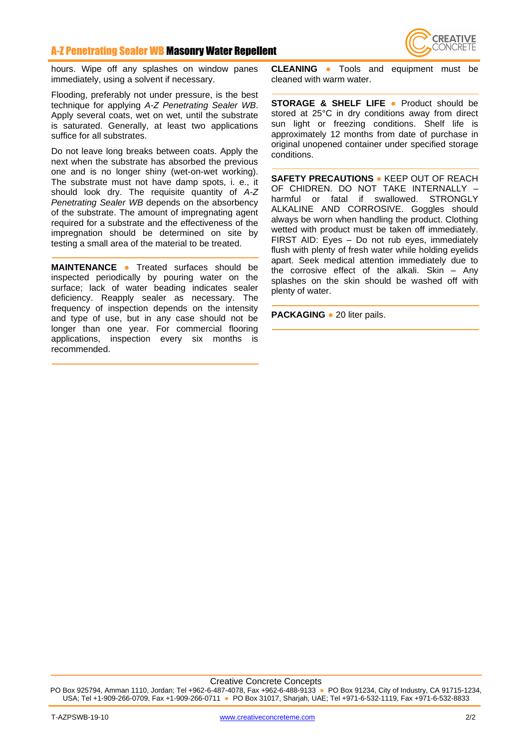hours. Wipe off any splashes on window panes immediately, using a solvent if necessary.

Flooding, preferably not under pressure, is the best technique for applying *A-Z Penetrating Sealer WB*. Apply several coats, wet on wet, until the substrate is saturated. Generally, at least two applications suffice for all substrates.

Do not leave long breaks between coats. Apply the next when the substrate has absorbed the previous one and is no longer shiny (wet-on-wet working). The substrate must not have damp spots, i. e., it should look dry. The requisite quantity of *A-Z Penetrating Sealer WB* depends on the absorbency of the substrate. The amount of impregnating agent required for a substrate and the effectiveness of the impregnation should be determined on site by testing a small area of the material to be treated.

**MAINTENANCE** ● Treated surfaces should be inspected periodically by pouring water on the surface; lack of water beading indicates sealer deficiency. Reapply sealer as necessary. The frequency of inspection depends on the intensity and type of use, but in any case should not be longer than one year. For commercial flooring applications, inspection every six months is recommended.

**CLEANING** ● Tools and equipment must be cleaned with warm water.

**STORAGE & SHELF LIFE** ● Product should be stored at 25°C in dry conditions away from direct sun light or freezing conditions. Shelf life is approximately 12 months from date of purchase in original unopened container under specified storage conditions.

**SAFETY PRECAUTIONS** ● KEEP OUT OF REACH OF CHIDREN. DO NOT TAKE INTERNALLY – harmful or fatal if swallowed. STRONGLY ALKALINE AND CORROSIVE. Goggles should always be worn when handling the product. Clothing wetted with product must be taken off immediately. FIRST AID: Eyes – Do not rub eyes, immediately flush with plenty of fresh water while holding eyelids apart. Seek medical attention immediately due to the corrosive effect of the alkali. Skin – Any splashes on the skin should be washed off with plenty of water.

**PACKAGING** ● 20 liter pails.

Creative Concrete Concepts

PO Box 925794, Amman 1110, Jordan; Tel +962-6-487-4078, Fax +962-6-488-9133 ● PO Box 91234, City of Industry, CA 91715-1234, USA; Tel +1-909-266-0709, Fax +1-909-266-0711 ● PO Box 31017, Sharjah, UAE; Tel +971-6-532-1119, Fax +971-6-532-8833

T-AZPSWB-19-10 www.creativeconcreteme.com